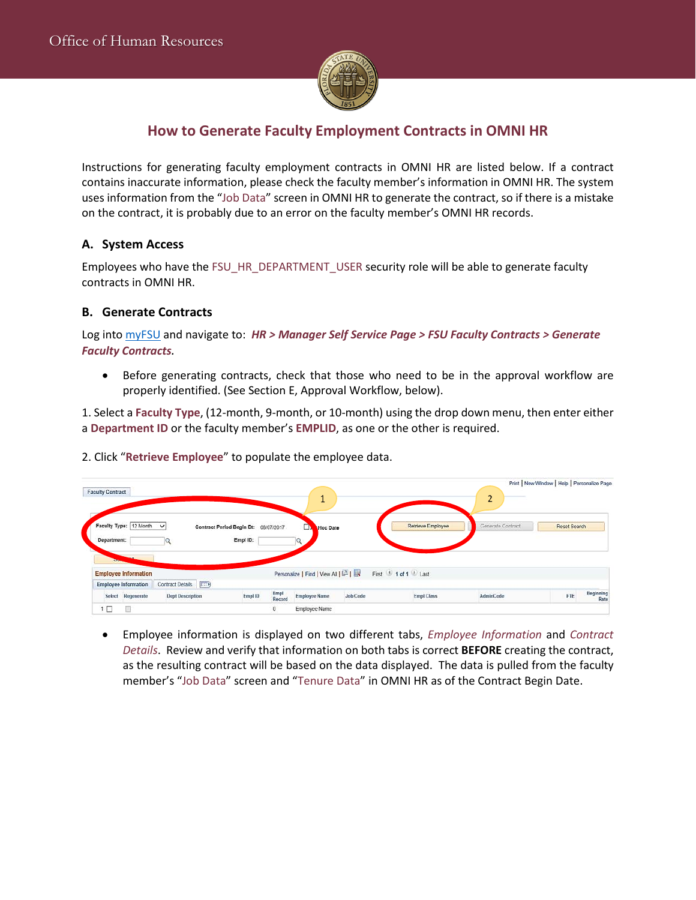# How to Generate Faculty Employment Contracts in OMNI HR

Instructions for generating faculty employment contracts in OMNI HR are listed below. If a contract contains inaccurate information, please check the faculty member's information in OMNI HR. The system uses information from the "Job Data" screen in OMNI HR to generate the contract, so if there is a mistake on the contract, it is probably due to an error on the faculty member's OMNI HR records.

## A. System Access

Employees who have the FSU_HR_DEPARTMENT_USER security role will be able to generate faculty contracts in OMNI HR.

## B. Generate Contracts

Log into myFSU and navigate to: ***HR > Manager Self Service Page > FSU Faculty Contracts > Generate Faculty Contracts***.

- Before generating contracts, check that those who need to be in the approval workflow are properly identified. (See Section E, Approval Workflow, below).

1. Select a **Faculty Type**, (12-month, 9-month, or 10-month) using the drop down menu, then enter either a **Department ID** or the faculty member's **EMPLID**, as one or the other is required.

2. Click "**Retrieve Employee**" to populate the employee data.

- Employee information is displayed on two different tabs, *Employee Information* and *Contract Details*. Review and verify that information on both tabs is correct **BEFORE** creating the contract, as the resulting contract will be based on the data displayed. The data is pulled from the faculty member's "Job Data" screen and "Tenure Data" in OMNI HR as of the Contract Begin Date.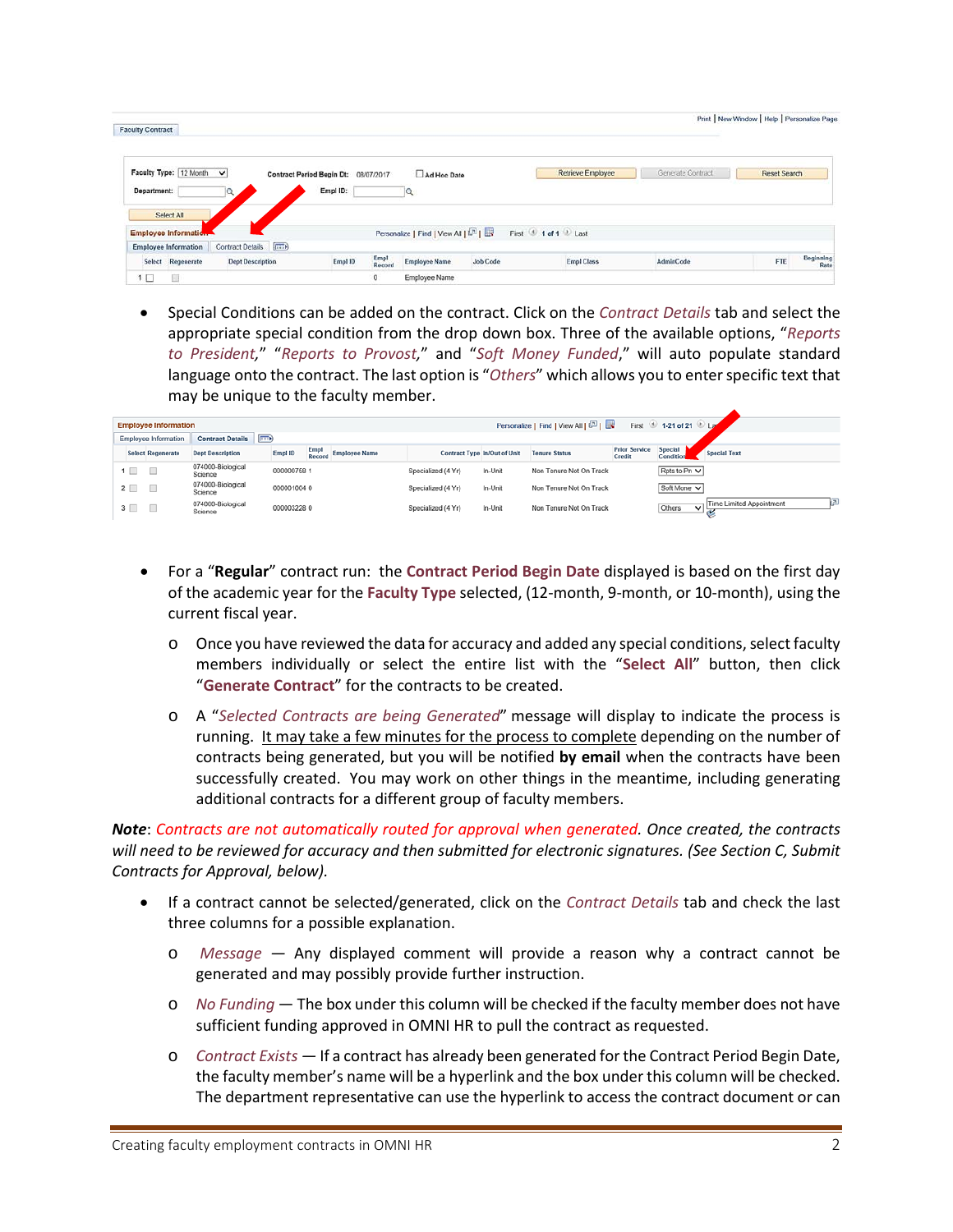- Special Conditions can be added on the contract. Click on the *Contract Details* tab and select the appropriate special condition from the drop down box. Three of the available options, "*Reports to President*," "*Reports to Provost*," and "*Soft Money Funded*," will auto populate standard language onto the contract. The last option is "*Others*" which allows you to enter specific text that may be unique to the faculty member.

- For a "**Regular**" contract run: the **Contract Period Begin Date** displayed is based on the first day of the academic year for the **Faculty Type** selected, (12-month, 9-month, or 10-month), using the current fiscal year.
  - Once you have reviewed the data for accuracy and added any special conditions, select faculty members individually or select the entire list with the "**Select All**" button, then click "**Generate Contract**" for the contracts to be created.
  - A "*Selected Contracts are being Generated*" message will display to indicate the process is running. <u>It may take a few minutes for the process to complete</u> depending on the number of contracts being generated, but you will be notified **by email** when the contracts have been successfully created. You may work on other things in the meantime, including generating additional contracts for a different group of faculty members.

***Note***: *Contracts are not automatically routed for approval when generated. Once created, the contracts will need to be reviewed for accuracy and then submitted for electronic signatures. (See Section C, Submit Contracts for Approval, below).*

- If a contract cannot be selected/generated, click on the *Contract Details* tab and check the last three columns for a possible explanation.
  - *Message* — Any displayed comment will provide a reason why a contract cannot be generated and may possibly provide further instruction.
  - *No Funding* — The box under this column will be checked if the faculty member does not have sufficient funding approved in OMNI HR to pull the contract as requested.
  - *Contract Exists* — If a contract has already been generated for the Contract Period Begin Date, the faculty member's name will be a hyperlink and the box under this column will be checked. The department representative can use the hyperlink to access the contract document or can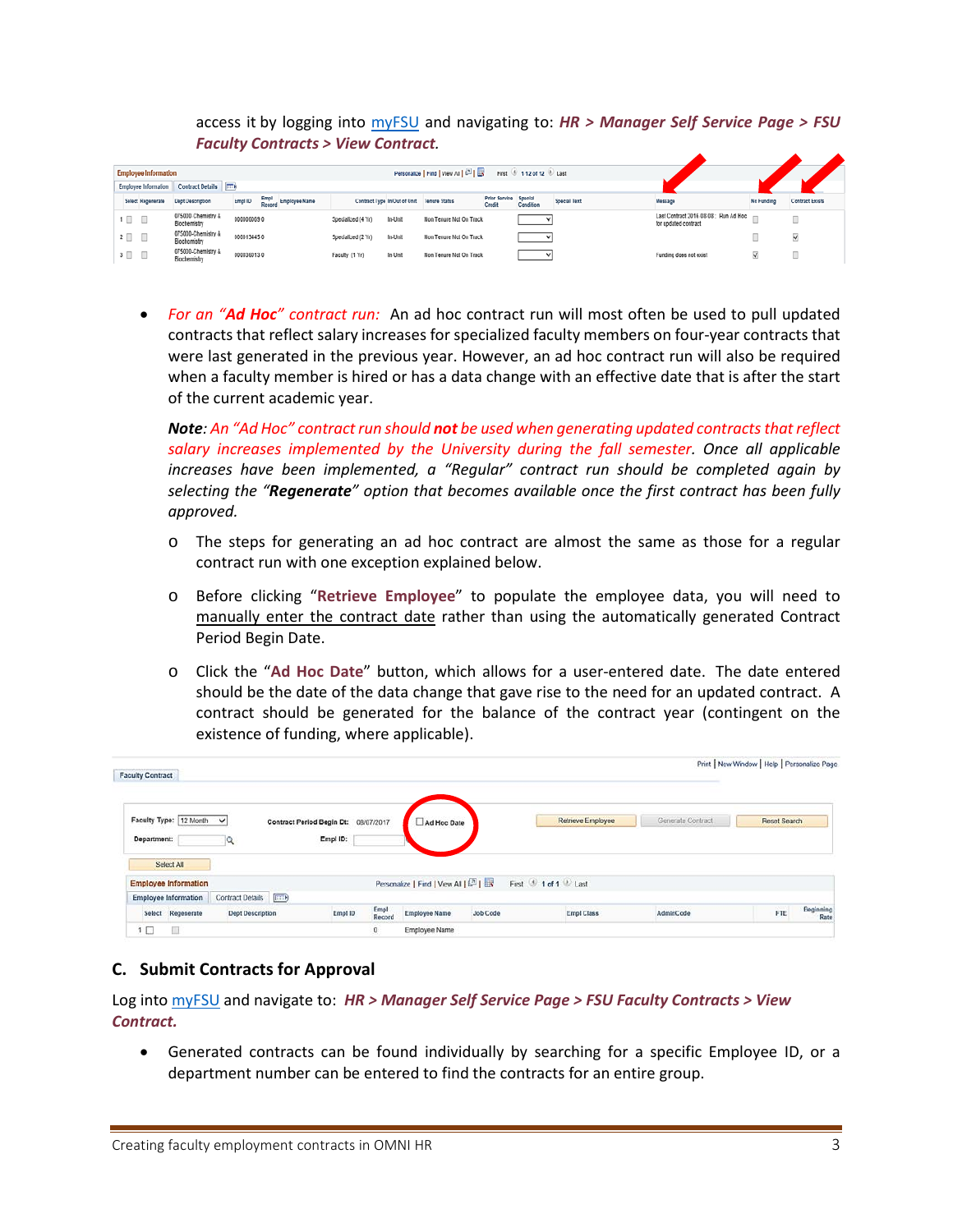access it by logging into myFSU and navigating to: ***HR > Manager Self Service Page > FSU Faculty Contracts > View Contract.***

- *For an "**Ad Hoc**" contract run:* An ad hoc contract run will most often be used to pull updated contracts that reflect salary increases for specialized faculty members on four-year contracts that were last generated in the previous year. However, an ad hoc contract run will also be required when a faculty member is hired or has a data change with an effective date that is after the start of the current academic year.

  ***Note**: An "Ad Hoc" contract run should **not** be used when generating updated contracts that reflect salary increases implemented by the University during the fall semester. Once all applicable increases have been implemented, a "Regular" contract run should be completed again by selecting the "**Regenerate**" option that becomes available once the first contract has been fully approved.*

  - The steps for generating an ad hoc contract are almost the same as those for a regular contract run with one exception explained below.
  - Before clicking "**Retrieve Employee**" to populate the employee data, you will need to manually enter the contract date rather than using the automatically generated Contract Period Begin Date.
  - Click the "**Ad Hoc Date**" button, which allows for a user-entered date. The date entered should be the date of the data change that gave rise to the need for an updated contract. A contract should be generated for the balance of the contract year (contingent on the existence of funding, where applicable).

## C. Submit Contracts for Approval

Log into myFSU and navigate to: ***HR > Manager Self Service Page > FSU Faculty Contracts > View Contract.***

- Generated contracts can be found individually by searching for a specific Employee ID, or a department number can be entered to find the contracts for an entire group.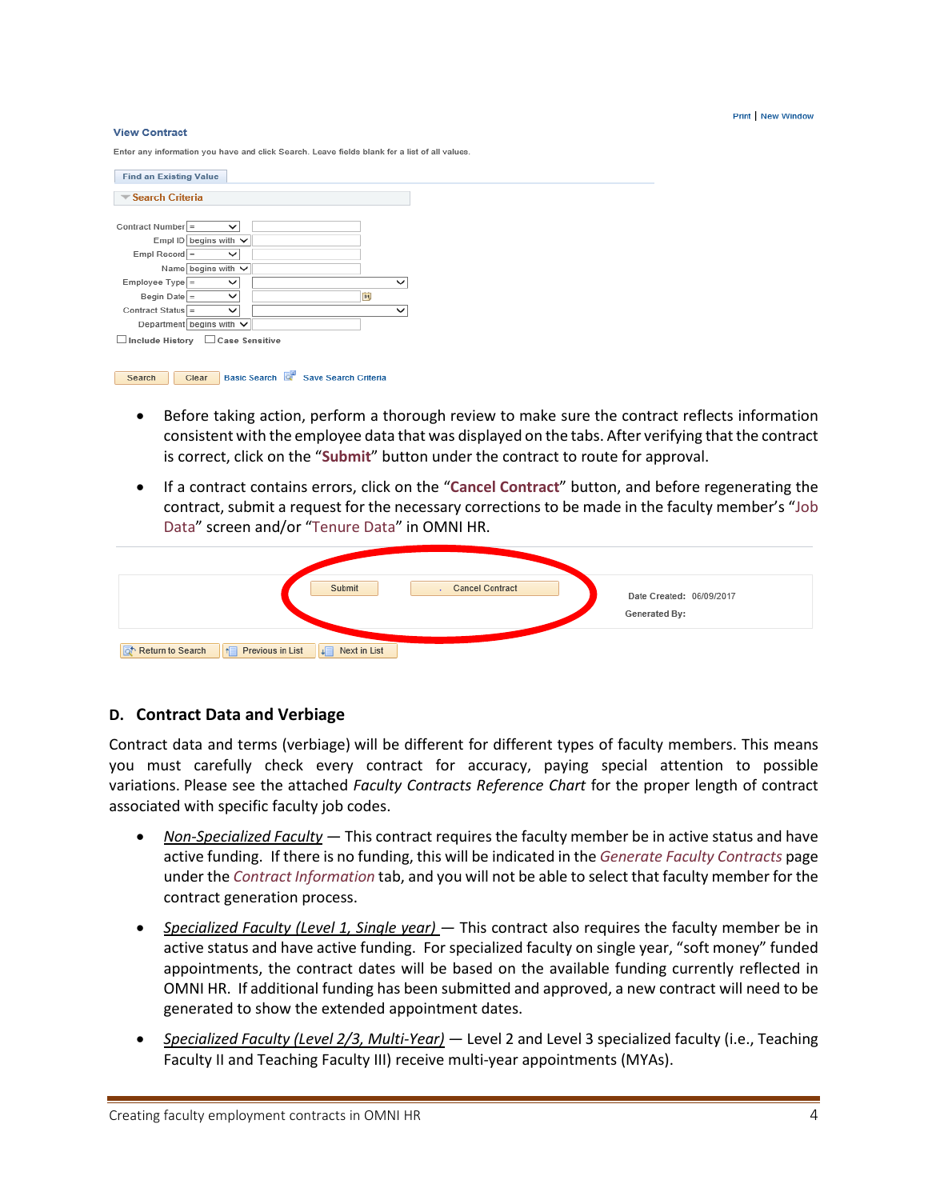Print | New Window

**View Contract**

Enter any information you have and click Search. Leave fields blank for a list of all values.

Find an Existing Value

Search Criteria

Contract Number =
Empl ID begins with
Empl Record =
Name begins with
Employee Type =
Begin Date =
Contract Status =
Department begins with

Include History   Case Sensitive

Search   Clear   Basic Search   Save Search Criteria

- Before taking action, perform a thorough review to make sure the contract reflects information consistent with the employee data that was displayed on the tabs. After verifying that the contract is correct, click on the "**Submit**" button under the contract to route for approval.
- If a contract contains errors, click on the "**Cancel Contract**" button, and before regenerating the contract, submit a request for the necessary corrections to be made in the faculty member's "Job Data" screen and/or "Tenure Data" in OMNI HR.

Submit   Cancel Contract   Date Created: 06/09/2017   Generated By:

Return to Search   Previous in List   Next in List

## D. Contract Data and Verbiage

Contract data and terms (verbiage) will be different for different types of faculty members. This means you must carefully check every contract for accuracy, paying special attention to possible variations. Please see the attached *Faculty Contracts Reference Chart* for the proper length of contract associated with specific faculty job codes.

- *Non-Specialized Faculty* — This contract requires the faculty member be in active status and have active funding. If there is no funding, this will be indicated in the *Generate Faculty Contracts* page under the *Contract Information* tab, and you will not be able to select that faculty member for the contract generation process.
- *Specialized Faculty (Level 1, Single year)* — This contract also requires the faculty member be in active status and have active funding. For specialized faculty on single year, "soft money" funded appointments, the contract dates will be based on the available funding currently reflected in OMNI HR. If additional funding has been submitted and approved, a new contract will need to be generated to show the extended appointment dates.
- *Specialized Faculty (Level 2/3, Multi-Year)* — Level 2 and Level 3 specialized faculty (i.e., Teaching Faculty II and Teaching Faculty III) receive multi-year appointments (MYAs).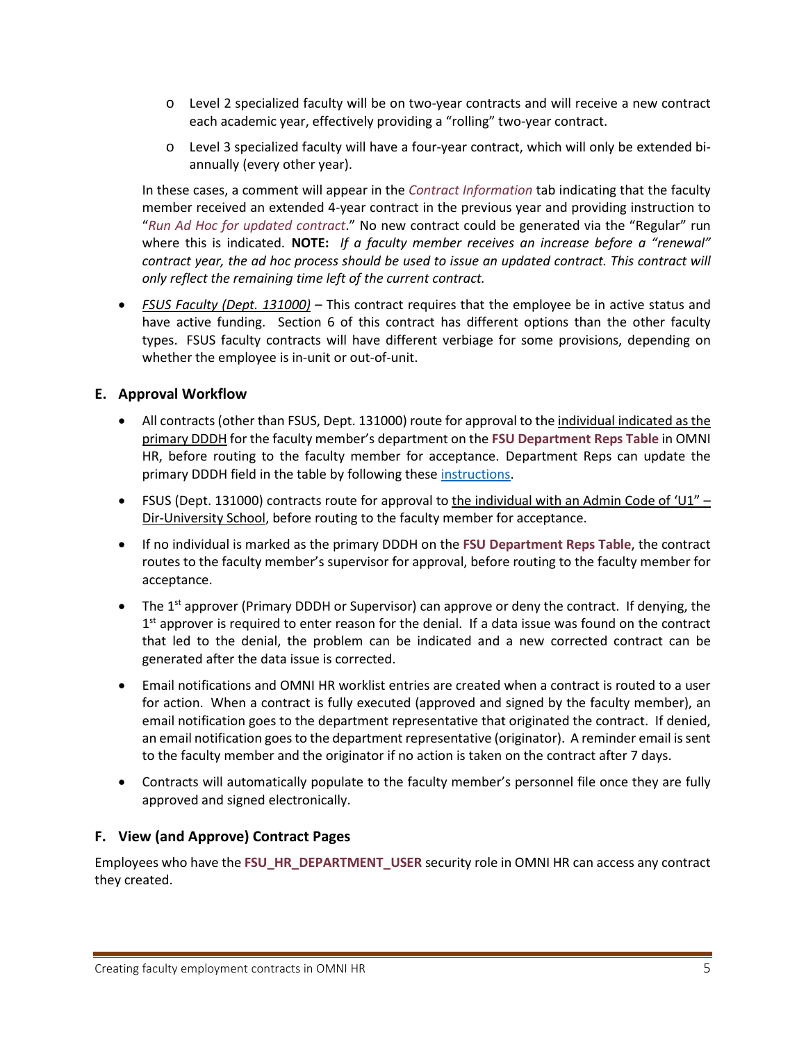- Level 2 specialized faculty will be on two-year contracts and will receive a new contract each academic year, effectively providing a "rolling" two-year contract.
  - Level 3 specialized faculty will have a four-year contract, which will only be extended bi-annually (every other year).

  In these cases, a comment will appear in the *Contract Information* tab indicating that the faculty member received an extended 4-year contract in the previous year and providing instruction to "*Run Ad Hoc for updated contract*." No new contract could be generated via the "Regular" run where this is indicated. **NOTE:** *If a faculty member receives an increase before a "renewal" contract year, the ad hoc process should be used to issue an updated contract. This contract will only reflect the remaining time left of the current contract.*

- *FSUS Faculty (Dept. 131000)* – This contract requires that the employee be in active status and have active funding. Section 6 of this contract has different options than the other faculty types. FSUS faculty contracts will have different verbiage for some provisions, depending on whether the employee is in-unit or out-of-unit.

### E. Approval Workflow

- All contracts (other than FSUS, Dept. 131000) route for approval to the individual indicated as the primary DDDH for the faculty member's department on the **FSU Department Reps Table** in OMNI HR, before routing to the faculty member for acceptance. Department Reps can update the primary DDDH field in the table by following these instructions.
- FSUS (Dept. 131000) contracts route for approval to the individual with an Admin Code of 'U1" – Dir-University School, before routing to the faculty member for acceptance.
- If no individual is marked as the primary DDDH on the **FSU Department Reps Table**, the contract routes to the faculty member's supervisor for approval, before routing to the faculty member for acceptance.
- The 1st approver (Primary DDDH or Supervisor) can approve or deny the contract. If denying, the 1st approver is required to enter reason for the denial. If a data issue was found on the contract that led to the denial, the problem can be indicated and a new corrected contract can be generated after the data issue is corrected.
- Email notifications and OMNI HR worklist entries are created when a contract is routed to a user for action. When a contract is fully executed (approved and signed by the faculty member), an email notification goes to the department representative that originated the contract. If denied, an email notification goes to the department representative (originator). A reminder email is sent to the faculty member and the originator if no action is taken on the contract after 7 days.
- Contracts will automatically populate to the faculty member's personnel file once they are fully approved and signed electronically.

### F. View (and Approve) Contract Pages

Employees who have the **FSU_HR_DEPARTMENT_USER** security role in OMNI HR can access any contract they created.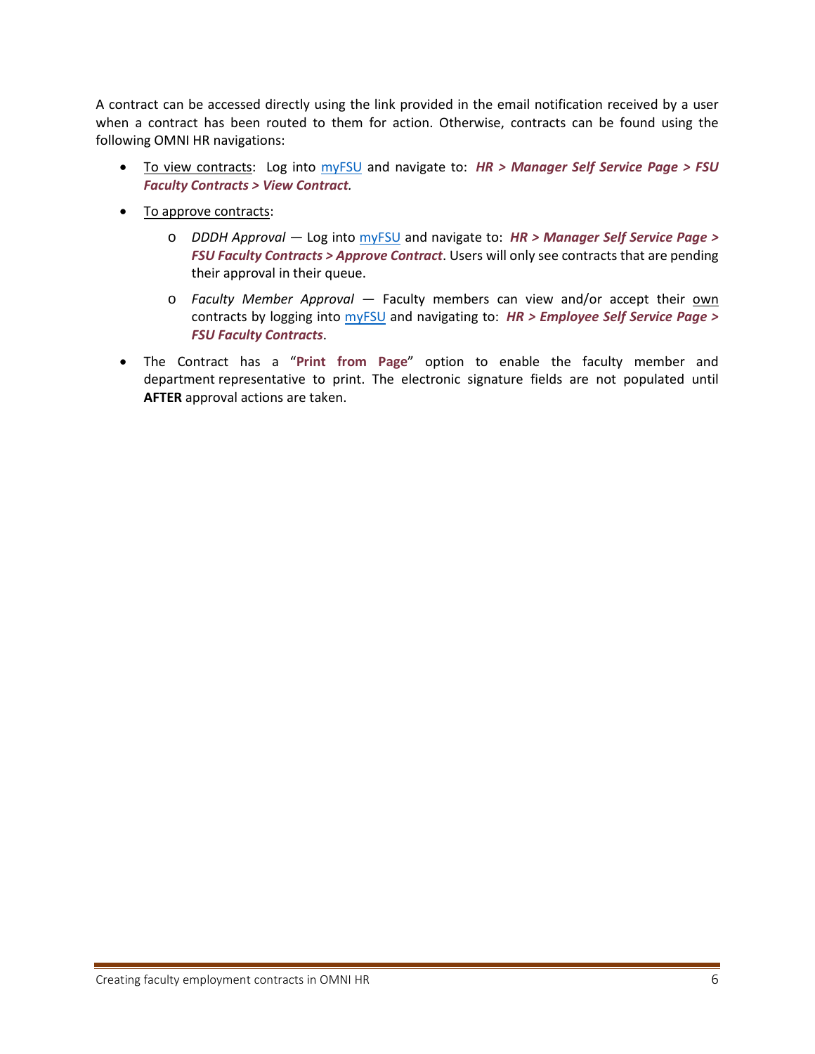A contract can be accessed directly using the link provided in the email notification received by a user when a contract has been routed to them for action. Otherwise, contracts can be found using the following OMNI HR navigations:

- To view contracts: Log into myFSU and navigate to: ***HR > Manager Self Service Page > FSU Faculty Contracts > View Contract.***
- To approve contracts:
  - *DDDH Approval* — Log into myFSU and navigate to: ***HR > Manager Self Service Page > FSU Faculty Contracts > Approve Contract***. Users will only see contracts that are pending their approval in their queue.
  - *Faculty Member Approval* — Faculty members can view and/or accept their own contracts by logging into myFSU and navigating to: ***HR > Employee Self Service Page > FSU Faculty Contracts***.
- The Contract has a "**Print from Page**" option to enable the faculty member and department representative to print. The electronic signature fields are not populated until **AFTER** approval actions are taken.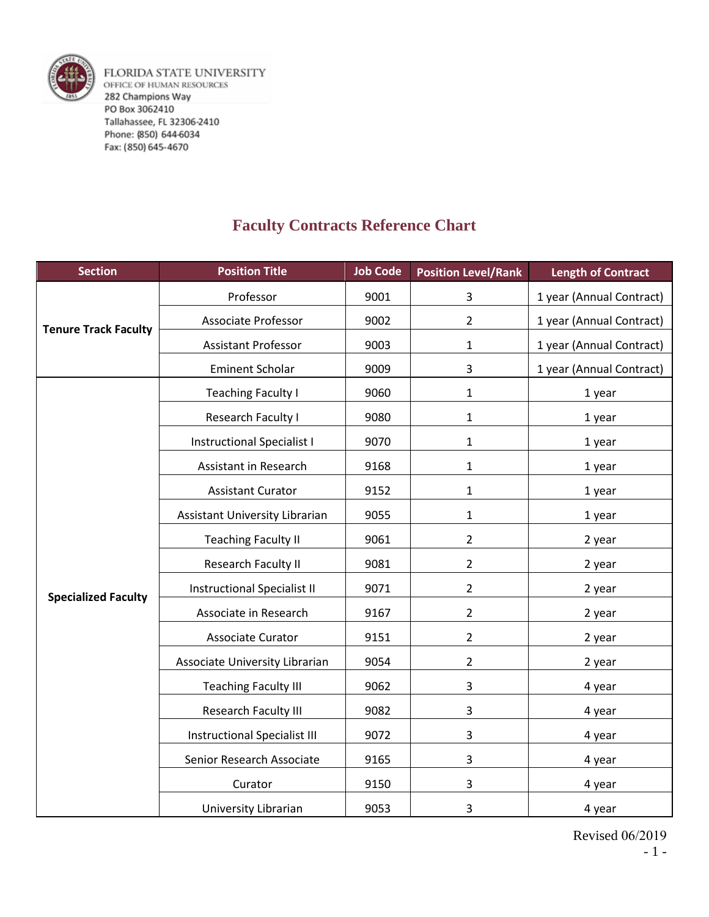FLORIDA STATE UNIVERSITY
OFFICE OF HUMAN RESOURCES
282 Champions Way
PO Box 3062410
Tallahassee, FL 32306-2410
Phone: (850) 644-6034
Fax: (850) 645-4670

# Faculty Contracts Reference Chart

| Section | Position Title | Job Code | Position Level/Rank | Length of Contract |
|---|---|---|---|---|
| Tenure Track Faculty | Professor | 9001 | 3 | 1 year (Annual Contract) |
| | Associate Professor | 9002 | 2 | 1 year (Annual Contract) |
| | Assistant Professor | 9003 | 1 | 1 year (Annual Contract) |
| | Eminent Scholar | 9009 | 3 | 1 year (Annual Contract) |
| Specialized Faculty | Teaching Faculty I | 9060 | 1 | 1 year |
| | Research Faculty I | 9080 | 1 | 1 year |
| | Instructional Specialist I | 9070 | 1 | 1 year |
| | Assistant in Research | 9168 | 1 | 1 year |
| | Assistant Curator | 9152 | 1 | 1 year |
| | Assistant University Librarian | 9055 | 1 | 1 year |
| | Teaching Faculty II | 9061 | 2 | 2 year |
| | Research Faculty II | 9081 | 2 | 2 year |
| | Instructional Specialist II | 9071 | 2 | 2 year |
| | Associate in Research | 9167 | 2 | 2 year |
| | Associate Curator | 9151 | 2 | 2 year |
| | Associate University Librarian | 9054 | 2 | 2 year |
| | Teaching Faculty III | 9062 | 3 | 4 year |
| | Research Faculty III | 9082 | 3 | 4 year |
| | Instructional Specialist III | 9072 | 3 | 4 year |
| | Senior Research Associate | 9165 | 3 | 4 year |
| | Curator | 9150 | 3 | 4 year |
| | University Librarian | 9053 | 3 | 4 year |

Revised 06/2019